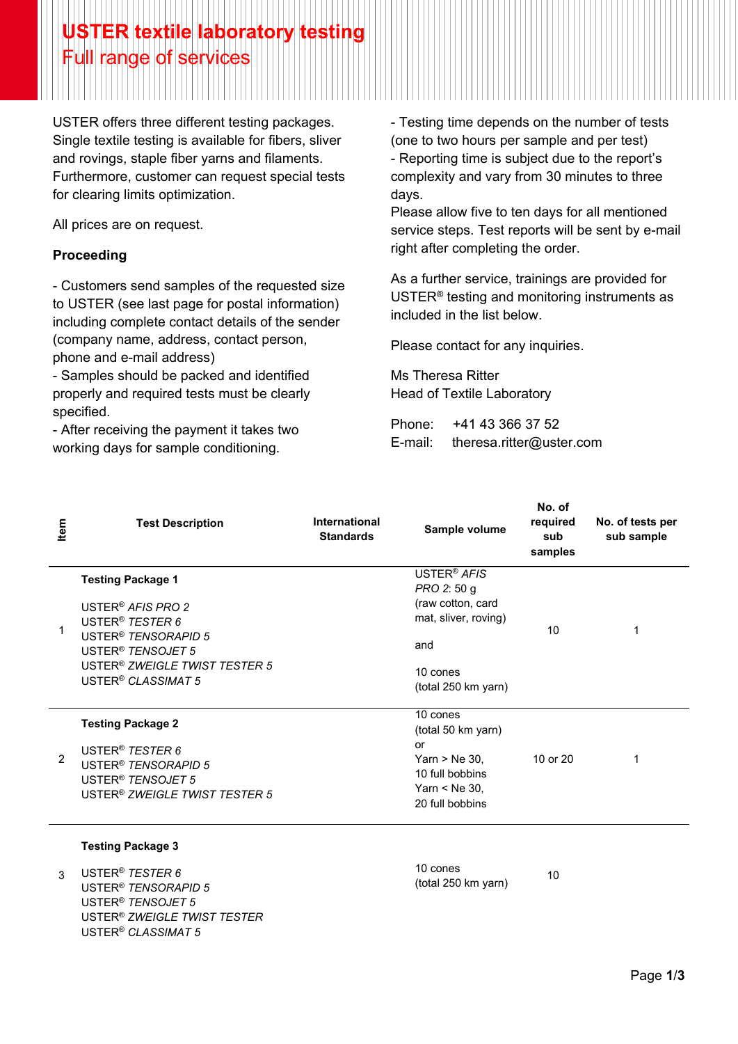# USTER textile laboratory testing

## Full range of services

USTER offers three different testing packages. Single textile testing is available for fibers, sliver and rovings, staple fiber yarns and filaments. Furthermore, customer can request special tests for clearing limits optimization.

All prices are on request.

**Proceeding**

- Customers send samples of the requested size to USTER (see last page for postal information) including complete contact details of the sender (company name, address, contact person, phone and e-mail address)
- Samples should be packed and identified properly and required tests must be clearly specified.
- After receiving the payment it takes two working days for sample conditioning.
- Testing time depends on the number of tests (one to two hours per sample and per test)
- Reporting time is subject due to the report's complexity and vary from 30 minutes to three days.

Please allow five to ten days for all mentioned service steps. Test reports will be sent by e-mail right after completing the order.

As a further service, trainings are provided for USTER® testing and monitoring instruments as included in the list below.

Please contact for any inquiries.

Ms Theresa Ritter
Head of Textile Laboratory

Phone: +41 43 366 37 52
E-mail: theresa.ritter@uster.com

| Item | Test Description | International Standards | Sample volume | No. of required sub samples | No. of tests per sub sample |
|---|---|---|---|---|---|
| 1 | **Testing Package 1**<br><br>USTER® *AFIS PRO 2*<br>USTER® *TESTER 6*<br>USTER® *TENSORAPID 5*<br>USTER® *TENSOJET 5*<br>USTER® *ZWEIGLE TWIST TESTER 5*<br>USTER® *CLASSIMAT 5* | | USTER® *AFIS PRO 2*: 50 g (raw cotton, card mat, sliver, roving)<br><br>and<br><br>10 cones (total 250 km yarn) | 10 | 1 |
| 2 | **Testing Package 2**<br><br>USTER® *TESTER 6*<br>USTER® *TENSORAPID 5*<br>USTER® *TENSOJET 5*<br>USTER® *ZWEIGLE TWIST TESTER 5* | | 10 cones (total 50 km yarn)<br>or<br>Yarn > Ne 30, 10 full bobbins<br>Yarn < Ne 30, 20 full bobbins | 10 or 20 | 1 |
| 3 | **Testing Package 3**<br><br>USTER® *TESTER 6*<br>USTER® *TENSORAPID 5*<br>USTER® *TENSOJET 5*<br>USTER® *ZWEIGLE TWIST TESTER*<br>USTER® *CLASSIMAT 5* | | 10 cones (total 250 km yarn) | 10 | |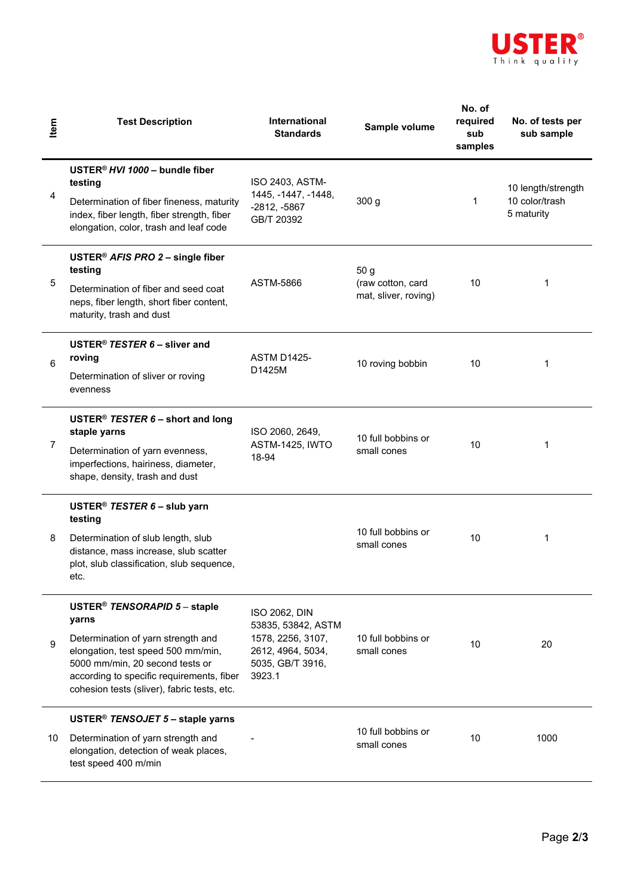| Item | Test Description | International Standards | Sample volume | No. of required sub samples | No. of tests per sub sample |
|---|---|---|---|---|---|
| 4 | **USTER® *HVI 1000* – bundle fiber testing**<br>Determination of fiber fineness, maturity index, fiber length, fiber strength, fiber elongation, color, trash and leaf code | ISO 2403, ASTM-1445, -1447, -1448, -2812, -5867 GB/T 20392 | 300 g | 1 | 10 length/strength<br>10 color/trash<br>5 maturity |
| 5 | **USTER® *AFIS PRO 2* – single fiber testing**<br>Determination of fiber and seed coat neps, fiber length, short fiber content, maturity, trash and dust | ASTM-5866 | 50 g<br>(raw cotton, card mat, sliver, roving) | 10 | 1 |
| 6 | **USTER® *TESTER 6* – sliver and roving**<br>Determination of sliver or roving evenness | ASTM D1425-D1425M | 10 roving bobbin | 10 | 1 |
| 7 | **USTER® *TESTER 6* – short and long staple yarns**<br>Determination of yarn evenness, imperfections, hairiness, diameter, shape, density, trash and dust | ISO 2060, 2649, ASTM-1425, IWTO 18-94 | 10 full bobbins or small cones | 10 | 1 |
| 8 | **USTER® *TESTER 6* – slub yarn testing**<br>Determination of slub length, slub distance, mass increase, slub scatter plot, slub classification, slub sequence, etc. | | 10 full bobbins or small cones | 10 | 1 |
| 9 | **USTER® *TENSORAPID 5* – staple yarns**<br>Determination of yarn strength and elongation, test speed 500 mm/min, 5000 mm/min, 20 second tests or according to specific requirements, fiber cohesion tests (sliver), fabric tests, etc. | ISO 2062, DIN 53835, 53842, ASTM 1578, 2256, 3107, 2612, 4964, 5034, 5035, GB/T 3916, 3923.1 | 10 full bobbins or small cones | 10 | 20 |
| 10 | **USTER® *TENSOJET 5* – staple yarns**<br>Determination of yarn strength and elongation, detection of weak places, test speed 400 m/min | - | 10 full bobbins or small cones | 10 | 1000 |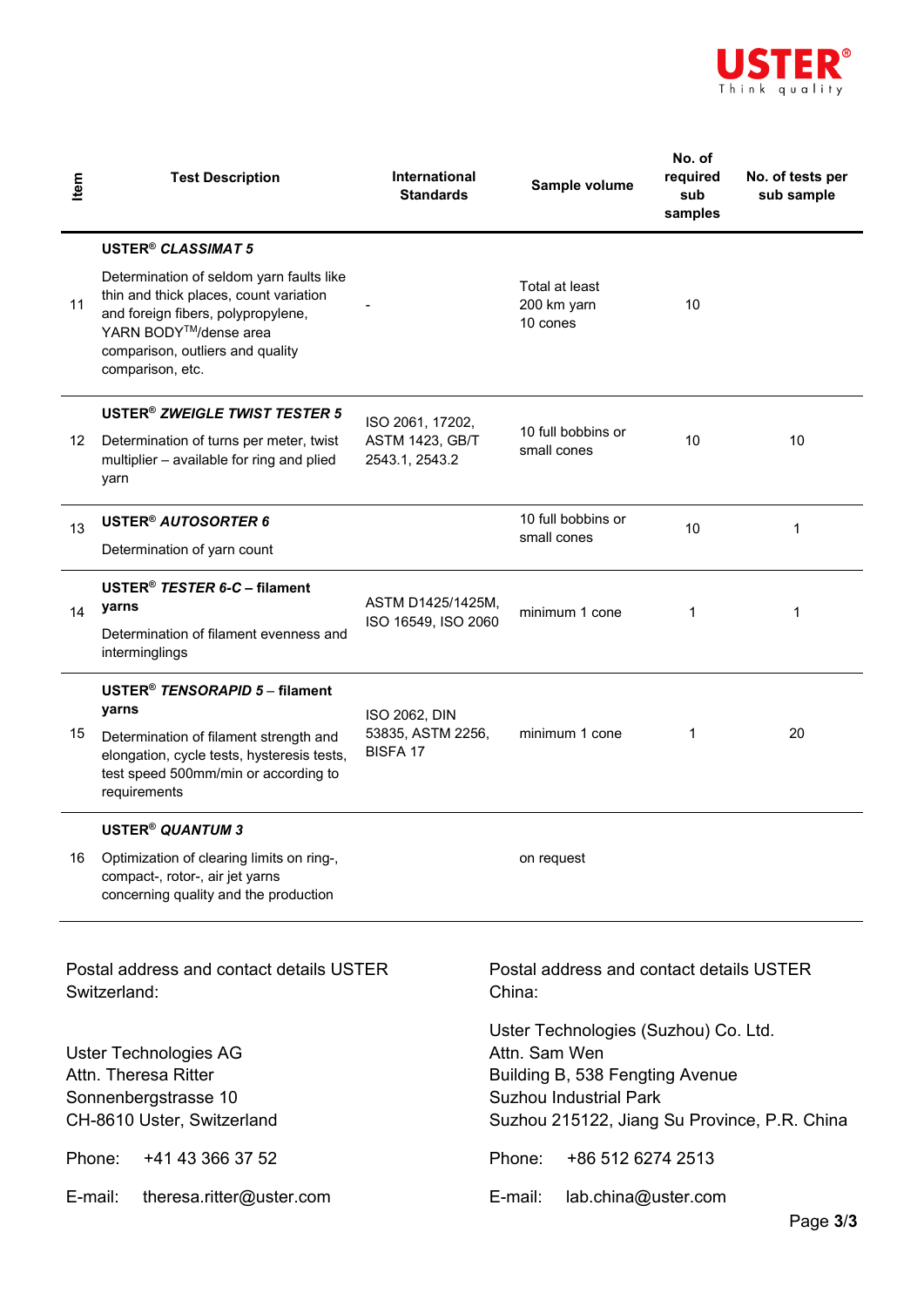| Item | Test Description | International Standards | Sample volume | No. of required sub samples | No. of tests per sub sample |
|---|---|---|---|---|---|
| 11 | **USTER® *CLASSIMAT 5***<br>Determination of seldom yarn faults like thin and thick places, count variation and foreign fibers, polypropylene, YARN BODY™/dense area comparison, outliers and quality comparison, etc. | - | Total at least 200 km yarn 10 cones | 10 | |
| 12 | **USTER® *ZWEIGLE TWIST TESTER 5***<br>Determination of turns per meter, twist multiplier – available for ring and plied yarn | ISO 2061, 17202, ASTM 1423, GB/T 2543.1, 2543.2 | 10 full bobbins or small cones | 10 | 10 |
| 13 | **USTER® *AUTOSORTER 6***<br>Determination of yarn count | | 10 full bobbins or small cones | 10 | 1 |
| 14 | **USTER® *TESTER 6-C* – filament yarns**<br>Determination of filament evenness and interminglings | ASTM D1425/1425M, ISO 16549, ISO 2060 | minimum 1 cone | 1 | 1 |
| 15 | **USTER® *TENSORAPID 5* – filament yarns**<br>Determination of filament strength and elongation, cycle tests, hysteresis tests, test speed 500mm/min or according to requirements | ISO 2062, DIN 53835, ASTM 2256, BISFA 17 | minimum 1 cone | 1 | 20 |
| 16 | **USTER® *QUANTUM 3***<br>Optimization of clearing limits on ring-, compact-, rotor-, air jet yarns concerning quality and the production | | on request | | |

Postal address and contact details USTER Switzerland:

Uster Technologies AG
Attn. Theresa Ritter
Sonnenbergstrasse 10
CH-8610 Uster, Switzerland

Phone: +41 43 366 37 52

E-mail: theresa.ritter@uster.com

Postal address and contact details USTER China:

Uster Technologies (Suzhou) Co. Ltd.
Attn. Sam Wen
Building B, 538 Fengting Avenue
Suzhou Industrial Park
Suzhou 215122, Jiang Su Province, P.R. China

Phone: +86 512 6274 2513

E-mail: lab.china@uster.com